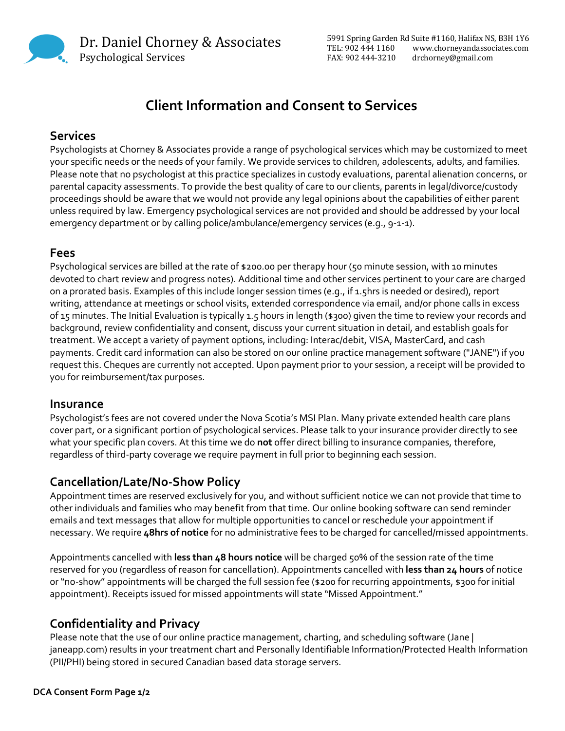Dr. Daniel Chorney & Associates
Psychological Services

5991 Spring Garden Rd Suite #1160, Halifax NS, B3H 1Y6
TEL: 902 444 1160 www.chorneyandassociates.com
FAX: 902 444-3210 drchorney@gmail.com

# Client Information and Consent to Services

## Services

Psychologists at Chorney & Associates provide a range of psychological services which may be customized to meet your specific needs or the needs of your family. We provide services to children, adolescents, adults, and families. Please note that no psychologist at this practice specializes in custody evaluations, parental alienation concerns, or parental capacity assessments. To provide the best quality of care to our clients, parents in legal/divorce/custody proceedings should be aware that we would not provide any legal opinions about the capabilities of either parent unless required by law. Emergency psychological services are not provided and should be addressed by your local emergency department or by calling police/ambulance/emergency services (e.g., 9-1-1).

## Fees

Psychological services are billed at the rate of $200.00 per therapy hour (50 minute session, with 10 minutes devoted to chart review and progress notes). Additional time and other services pertinent to your care are charged on a prorated basis. Examples of this include longer session times (e.g., if 1.5hrs is needed or desired), report writing, attendance at meetings or school visits, extended correspondence via email, and/or phone calls in excess of 15 minutes. The Initial Evaluation is typically 1.5 hours in length ($300) given the time to review your records and background, review confidentiality and consent, discuss your current situation in detail, and establish goals for treatment. We accept a variety of payment options, including: Interac/debit, VISA, MasterCard, and cash payments. Credit card information can also be stored on our online practice management software ("JANE") if you request this. Cheques are currently not accepted. Upon payment prior to your session, a receipt will be provided to you for reimbursement/tax purposes.

## Insurance

Psychologist's fees are not covered under the Nova Scotia's MSI Plan. Many private extended health care plans cover part, or a significant portion of psychological services. Please talk to your insurance provider directly to see what your specific plan covers. At this time we do **not** offer direct billing to insurance companies, therefore, regardless of third-party coverage we require payment in full prior to beginning each session.

## Cancellation/Late/No-Show Policy

Appointment times are reserved exclusively for you, and without sufficient notice we can not provide that time to other individuals and families who may benefit from that time. Our online booking software can send reminder emails and text messages that allow for multiple opportunities to cancel or reschedule your appointment if necessary. We require **48hrs of notice** for no administrative fees to be charged for cancelled/missed appointments.

Appointments cancelled with **less than 48 hours notice** will be charged 50% of the session rate of the time reserved for you (regardless of reason for cancellation). Appointments cancelled with **less than 24 hours** of notice or "no-show" appointments will be charged the full session fee ($200 for recurring appointments, $300 for initial appointment). Receipts issued for missed appointments will state "Missed Appointment."

## Confidentiality and Privacy

Please note that the use of our online practice management, charting, and scheduling software (Jane | janeapp.com) results in your treatment chart and Personally Identifiable Information/Protected Health Information (PII/PHI) being stored in secured Canadian based data storage servers.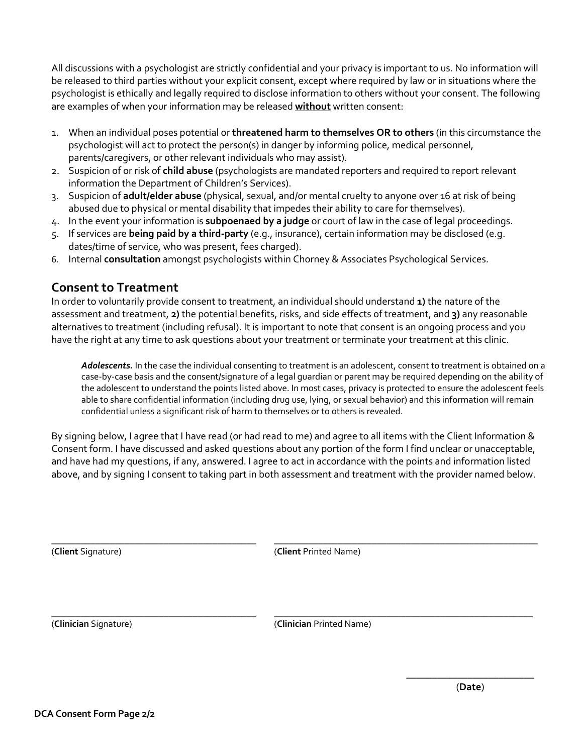All discussions with a psychologist are strictly confidential and your privacy is important to us. No information will be released to third parties without your explicit consent, except where required by law or in situations where the psychologist is ethically and legally required to disclose information to others without your consent. The following are examples of when your information may be released **without** written consent:

1. When an individual poses potential or **threatened harm to themselves OR to others** (in this circumstance the psychologist will act to protect the person(s) in danger by informing police, medical personnel, parents/caregivers, or other relevant individuals who may assist).
2. Suspicion of or risk of **child abuse** (psychologists are mandated reporters and required to report relevant information the Department of Children's Services).
3. Suspicion of **adult/elder abuse** (physical, sexual, and/or mental cruelty to anyone over 16 at risk of being abused due to physical or mental disability that impedes their ability to care for themselves).
4. In the event your information is **subpoenaed by a judge** or court of law in the case of legal proceedings.
5. If services are **being paid by a third-party** (e.g., insurance), certain information may be disclosed (e.g. dates/time of service, who was present, fees charged).
6. Internal **consultation** amongst psychologists within Chorney & Associates Psychological Services.

## Consent to Treatment

In order to voluntarily provide consent to treatment, an individual should understand **1)** the nature of the assessment and treatment, **2)** the potential benefits, risks, and side effects of treatment, and **3)** any reasonable alternatives to treatment (including refusal). It is important to note that consent is an ongoing process and you have the right at any time to ask questions about your treatment or terminate your treatment at this clinic.

> ***Adolescents.*** In the case the individual consenting to treatment is an adolescent, consent to treatment is obtained on a case-by-case basis and the consent/signature of a legal guardian or parent may be required depending on the ability of the adolescent to understand the points listed above. In most cases, privacy is protected to ensure the adolescent feels able to share confidential information (including drug use, lying, or sexual behavior) and this information will remain confidential unless a significant risk of harm to themselves or to others is revealed.

By signing below, I agree that I have read (or had read to me) and agree to all items with the Client Information & Consent form. I have discussed and asked questions about any portion of the form I find unclear or unacceptable, and have had my questions, if any, answered. I agree to act in accordance with the points and information listed above, and by signing I consent to taking part in both assessment and treatment with the provider named below.

\_\_\_\_\_\_\_\_\_\_\_\_\_\_\_\_\_\_\_\_\_\_\_\_\_\_\_\_\_\_\_\_\_\_\_\_\_\_\_\_ \_\_\_\_\_\_\_\_\_\_\_\_\_\_\_\_\_\_\_\_\_\_\_\_\_\_\_\_\_\_\_\_\_\_\_\_\_\_\_\_\_\_\_\_\_\_\_\_\_\_\_\_

(**Client** Signature) (**Client** Printed Name)

\_\_\_\_\_\_\_\_\_\_\_\_\_\_\_\_\_\_\_\_\_\_\_\_\_\_\_\_\_\_\_\_\_\_\_\_\_\_\_\_ \_\_\_\_\_\_\_\_\_\_\_\_\_\_\_\_\_\_\_\_\_\_\_\_\_\_\_\_\_\_\_\_\_\_\_\_\_\_\_\_\_\_\_\_\_\_\_\_\_\_\_\_

(**Clinician** Signature) (**Clinician** Printed Name)

\_\_\_\_\_\_\_\_\_\_\_\_\_\_\_\_\_\_\_\_\_\_\_\_\_\_

(**Date**)

**DCA Consent Form Page 2/2**